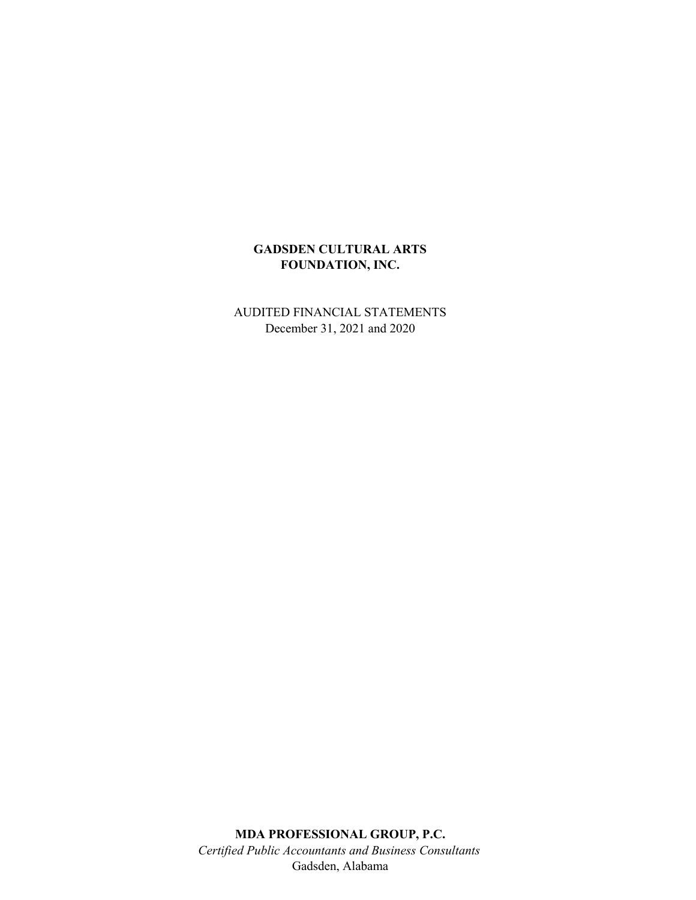**GADSDEN CULTURAL ARTS FOUNDATION, INC.**

AUDITED FINANCIAL STATEMENTS
December 31, 2021 and 2020

**MDA PROFESSIONAL GROUP, P.C.**
*Certified Public Accountants and Business Consultants*
Gadsden, Alabama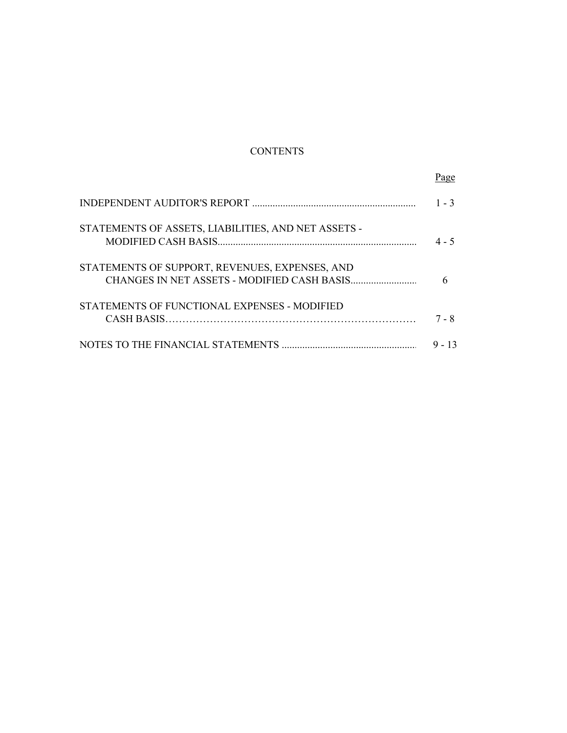# CONTENTS

| | Page |
|---|---|
| INDEPENDENT AUDITOR'S REPORT | 1 - 3 |
| STATEMENTS OF ASSETS, LIABILITIES, AND NET ASSETS - MODIFIED CASH BASIS | 4 - 5 |
| STATEMENTS OF SUPPORT, REVENUES, EXPENSES, AND CHANGES IN NET ASSETS - MODIFIED CASH BASIS | 6 |
| STATEMENTS OF FUNCTIONAL EXPENSES - MODIFIED CASH BASIS | 7 - 8 |
| NOTES TO THE FINANCIAL STATEMENTS | 9 - 13 |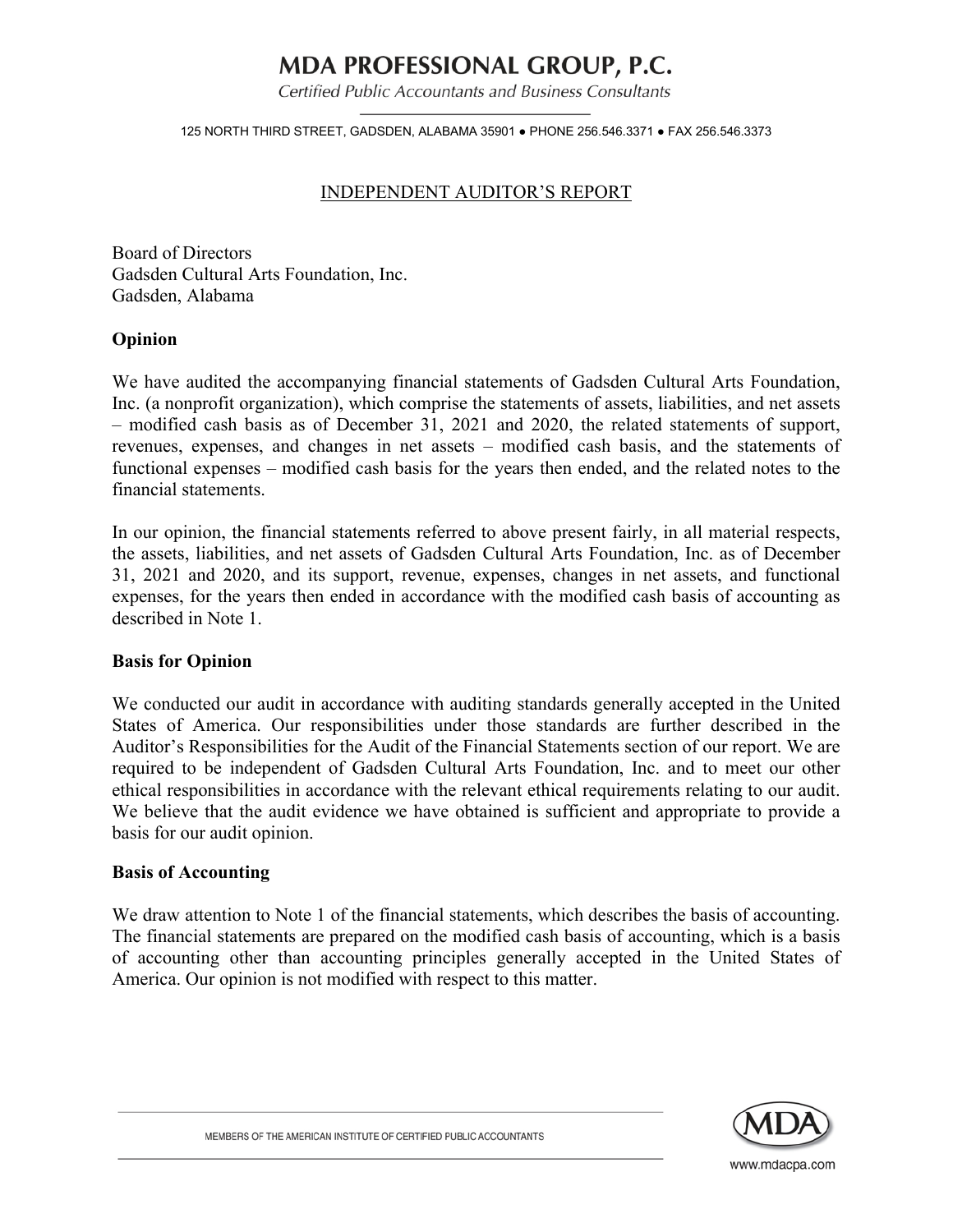# MDA PROFESSIONAL GROUP, P.C.

*Certified Public Accountants and Business Consultants*

125 NORTH THIRD STREET, GADSDEN, ALABAMA 35901 ● PHONE 256.546.3371 ● FAX 256.546.3373

## INDEPENDENT AUDITOR'S REPORT

Board of Directors
Gadsden Cultural Arts Foundation, Inc.
Gadsden, Alabama

**Opinion**

We have audited the accompanying financial statements of Gadsden Cultural Arts Foundation, Inc. (a nonprofit organization), which comprise the statements of assets, liabilities, and net assets – modified cash basis as of December 31, 2021 and 2020, the related statements of support, revenues, expenses, and changes in net assets – modified cash basis, and the statements of functional expenses – modified cash basis for the years then ended, and the related notes to the financial statements.

In our opinion, the financial statements referred to above present fairly, in all material respects, the assets, liabilities, and net assets of Gadsden Cultural Arts Foundation, Inc. as of December 31, 2021 and 2020, and its support, revenue, expenses, changes in net assets, and functional expenses, for the years then ended in accordance with the modified cash basis of accounting as described in Note 1.

**Basis for Opinion**

We conducted our audit in accordance with auditing standards generally accepted in the United States of America. Our responsibilities under those standards are further described in the Auditor's Responsibilities for the Audit of the Financial Statements section of our report. We are required to be independent of Gadsden Cultural Arts Foundation, Inc. and to meet our other ethical responsibilities in accordance with the relevant ethical requirements relating to our audit. We believe that the audit evidence we have obtained is sufficient and appropriate to provide a basis for our audit opinion.

**Basis of Accounting**

We draw attention to Note 1 of the financial statements, which describes the basis of accounting. The financial statements are prepared on the modified cash basis of accounting, which is a basis of accounting other than accounting principles generally accepted in the United States of America. Our opinion is not modified with respect to this matter.

MEMBERS OF THE AMERICAN INSTITUTE OF CERTIFIED PUBLIC ACCOUNTANTS

www.mdacpa.com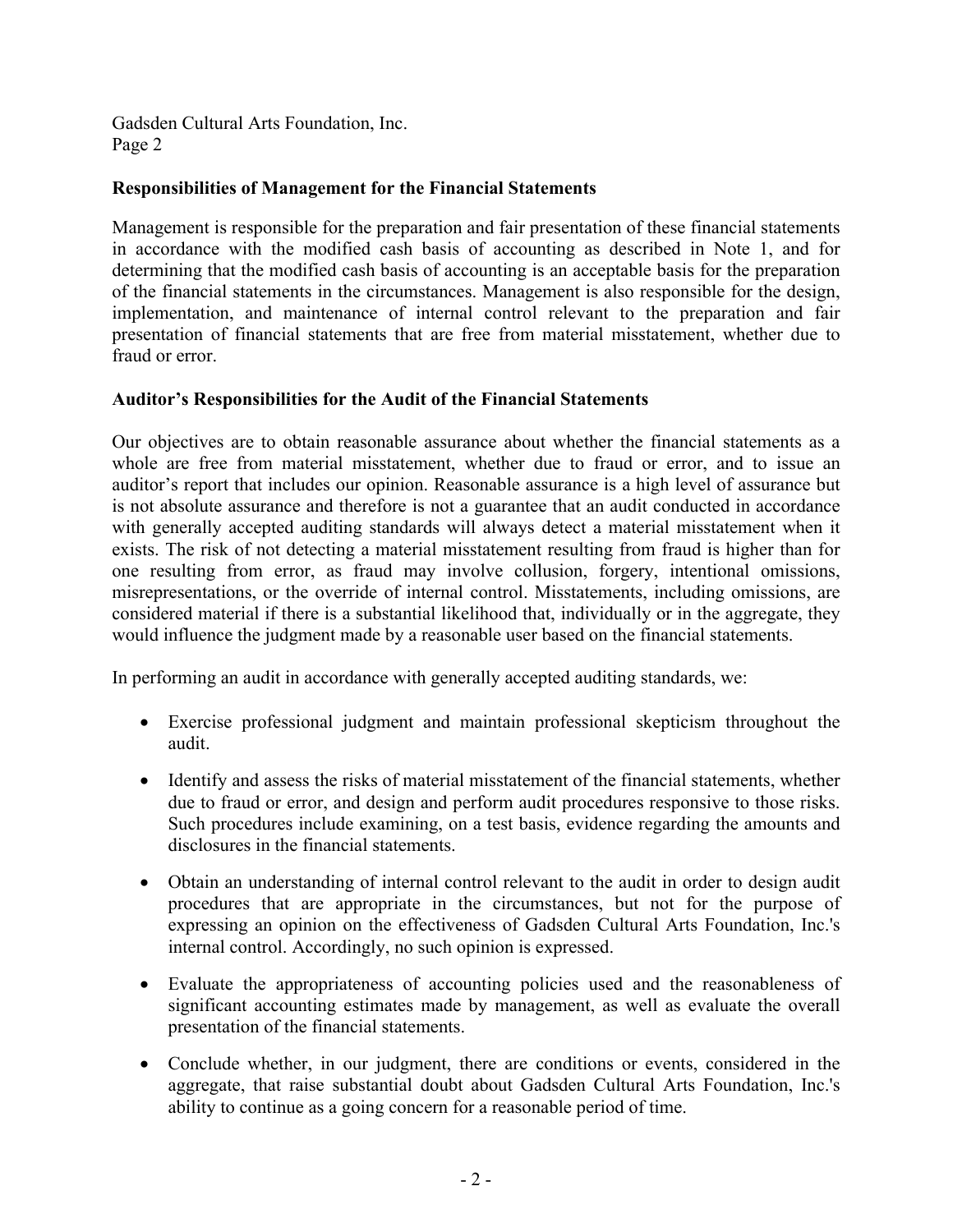## Responsibilities of Management for the Financial Statements

Management is responsible for the preparation and fair presentation of these financial statements in accordance with the modified cash basis of accounting as described in Note 1, and for determining that the modified cash basis of accounting is an acceptable basis for the preparation of the financial statements in the circumstances. Management is also responsible for the design, implementation, and maintenance of internal control relevant to the preparation and fair presentation of financial statements that are free from material misstatement, whether due to fraud or error.

## Auditor's Responsibilities for the Audit of the Financial Statements

Our objectives are to obtain reasonable assurance about whether the financial statements as a whole are free from material misstatement, whether due to fraud or error, and to issue an auditor's report that includes our opinion. Reasonable assurance is a high level of assurance but is not absolute assurance and therefore is not a guarantee that an audit conducted in accordance with generally accepted auditing standards will always detect a material misstatement when it exists. The risk of not detecting a material misstatement resulting from fraud is higher than for one resulting from error, as fraud may involve collusion, forgery, intentional omissions, misrepresentations, or the override of internal control. Misstatements, including omissions, are considered material if there is a substantial likelihood that, individually or in the aggregate, they would influence the judgment made by a reasonable user based on the financial statements.

In performing an audit in accordance with generally accepted auditing standards, we:

- Exercise professional judgment and maintain professional skepticism throughout the audit.
- Identify and assess the risks of material misstatement of the financial statements, whether due to fraud or error, and design and perform audit procedures responsive to those risks. Such procedures include examining, on a test basis, evidence regarding the amounts and disclosures in the financial statements.
- Obtain an understanding of internal control relevant to the audit in order to design audit procedures that are appropriate in the circumstances, but not for the purpose of expressing an opinion on the effectiveness of Gadsden Cultural Arts Foundation, Inc.'s internal control. Accordingly, no such opinion is expressed.
- Evaluate the appropriateness of accounting policies used and the reasonableness of significant accounting estimates made by management, as well as evaluate the overall presentation of the financial statements.
- Conclude whether, in our judgment, there are conditions or events, considered in the aggregate, that raise substantial doubt about Gadsden Cultural Arts Foundation, Inc.'s ability to continue as a going concern for a reasonable period of time.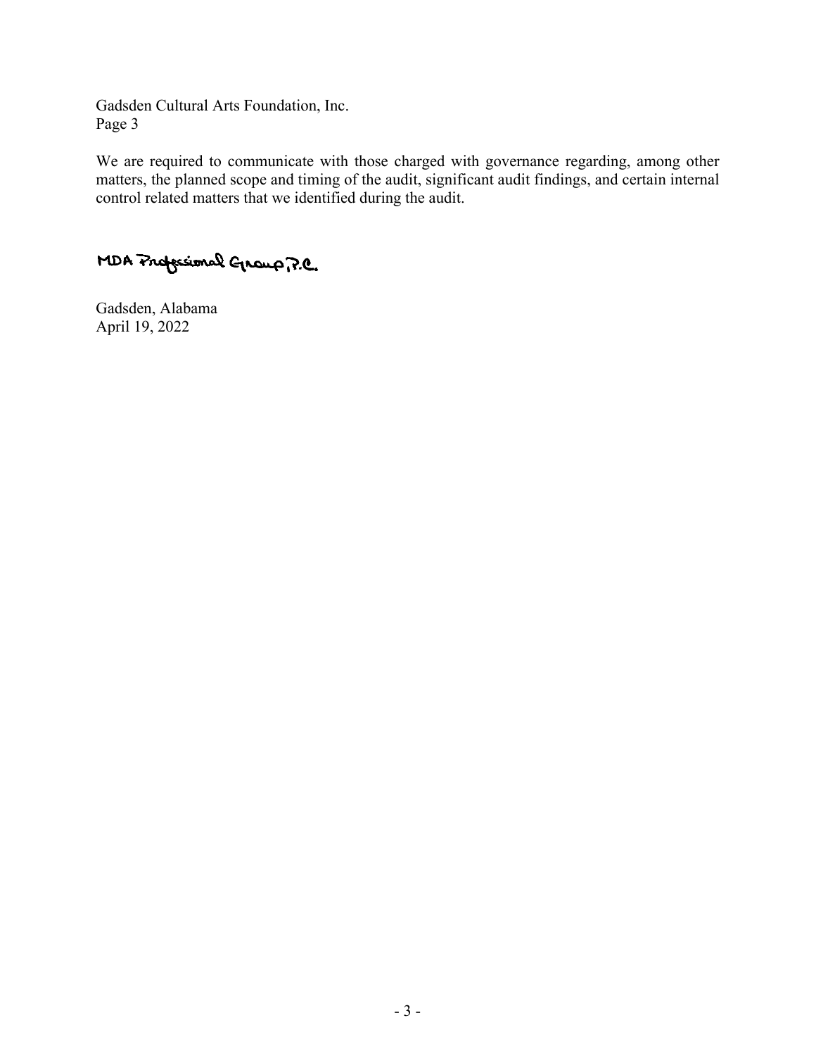Gadsden Cultural Arts Foundation, Inc.
Page 3

We are required to communicate with those charged with governance regarding, among other matters, the planned scope and timing of the audit, significant audit findings, and certain internal control related matters that we identified during the audit.

MDA Professional Group, P.C.

Gadsden, Alabama
April 19, 2022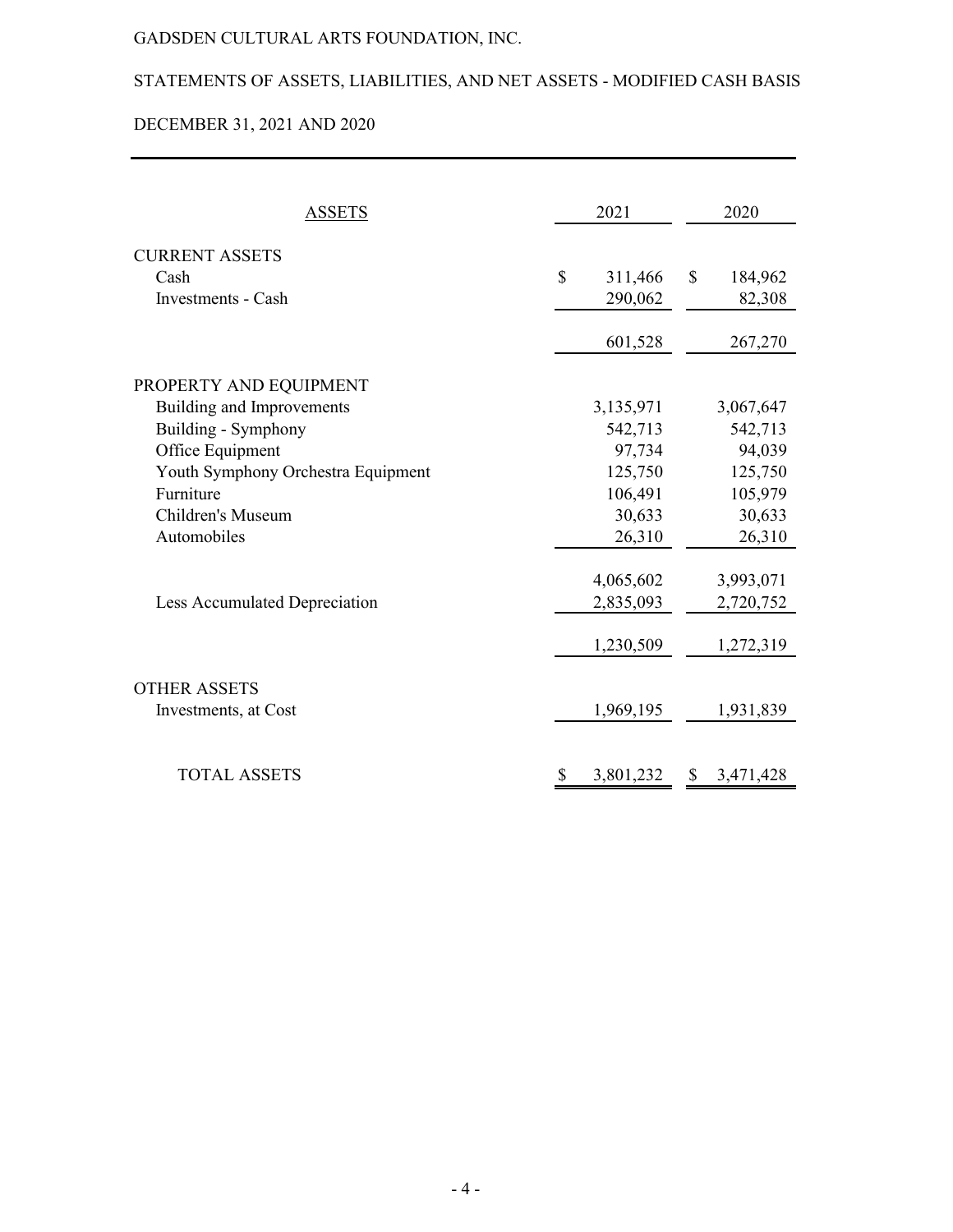GADSDEN CULTURAL ARTS FOUNDATION, INC.

STATEMENTS OF ASSETS, LIABILITIES, AND NET ASSETS - MODIFIED CASH BASIS

DECEMBER 31, 2021 AND 2020

| ASSETS | 2021 | 2020 |
|---|---|---|
| CURRENT ASSETS | | |
| Cash | $ 311,466 | $ 184,962 |
| Investments - Cash | 290,062 | 82,308 |
| | 601,528 | 267,270 |
| PROPERTY AND EQUIPMENT | | |
| Building and Improvements | 3,135,971 | 3,067,647 |
| Building - Symphony | 542,713 | 542,713 |
| Office Equipment | 97,734 | 94,039 |
| Youth Symphony Orchestra Equipment | 125,750 | 125,750 |
| Furniture | 106,491 | 105,979 |
| Children's Museum | 30,633 | 30,633 |
| Automobiles | 26,310 | 26,310 |
| | 4,065,602 | 3,993,071 |
| Less Accumulated Depreciation | 2,835,093 | 2,720,752 |
| | 1,230,509 | 1,272,319 |
| OTHER ASSETS | | |
| Investments, at Cost | 1,969,195 | 1,931,839 |
| TOTAL ASSETS | $ 3,801,232 | $ 3,471,428 |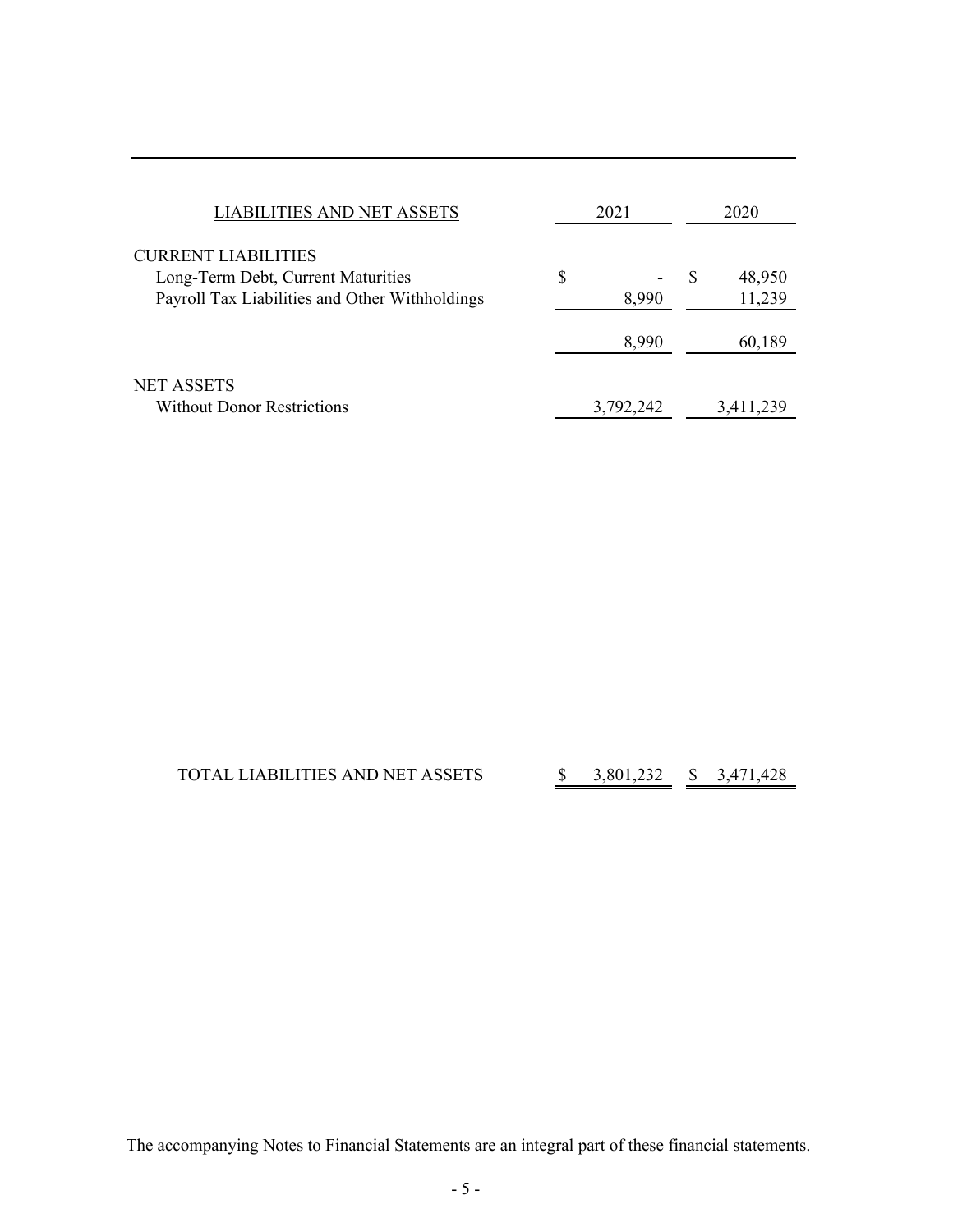| LIABILITIES AND NET ASSETS | 2021 | 2020 |
|---|---|---|
| CURRENT LIABILITIES | | |
| Long-Term Debt, Current Maturities | $ - | $ 48,950 |
| Payroll Tax Liabilities and Other Withholdings | 8,990 | 11,239 |
| | 8,990 | 60,189 |
| NET ASSETS | | |
| Without Donor Restrictions | 3,792,242 | 3,411,239 |
| TOTAL LIABILITIES AND NET ASSETS | $ 3,801,232 | $ 3,471,428 |

The accompanying Notes to Financial Statements are an integral part of these financial statements.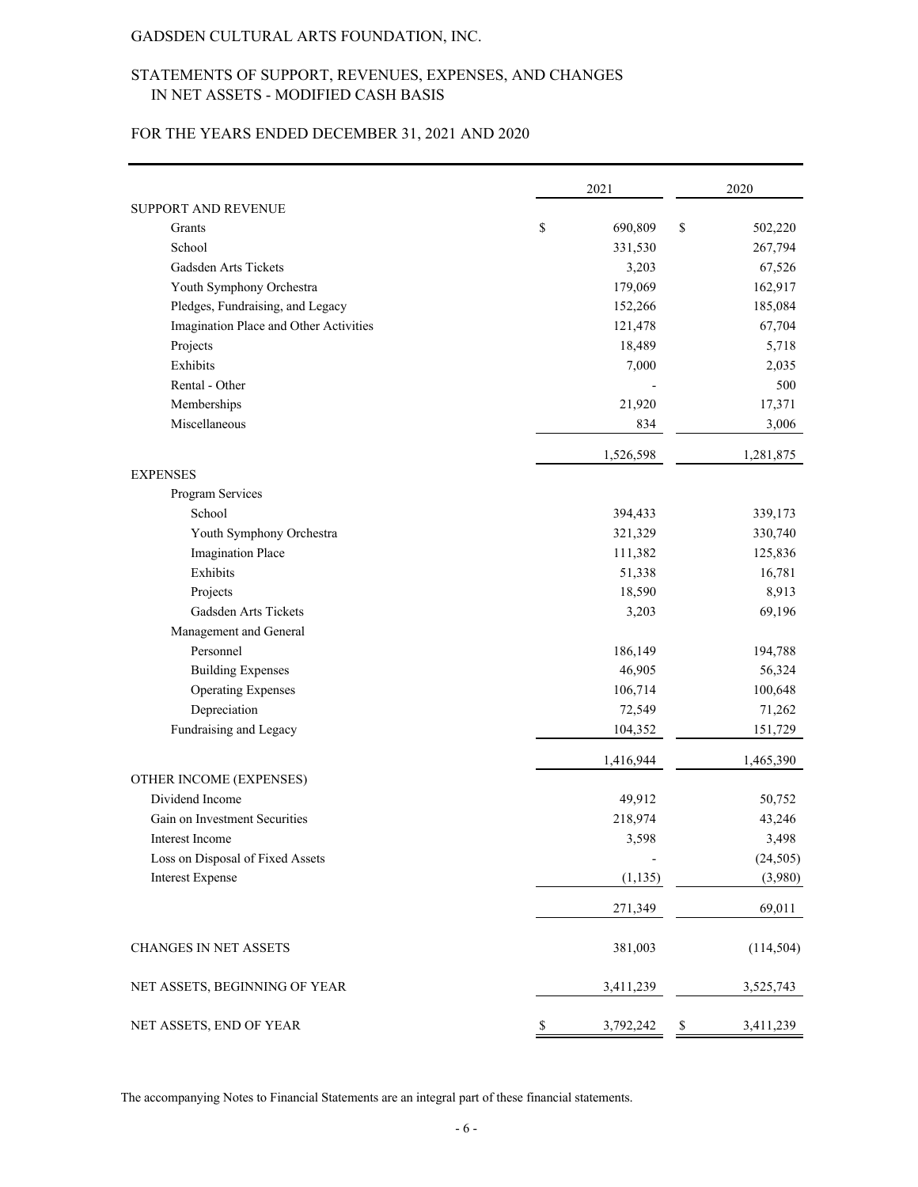GADSDEN CULTURAL ARTS FOUNDATION, INC.

## STATEMENTS OF SUPPORT, REVENUES, EXPENSES, AND CHANGES IN NET ASSETS - MODIFIED CASH BASIS

## FOR THE YEARS ENDED DECEMBER 31, 2021 AND 2020

| | 2021 | 2020 |
|---|---|---|
| SUPPORT AND REVENUE | | |
| Grants | $ 690,809 | $ 502,220 |
| School | 331,530 | 267,794 |
| Gadsden Arts Tickets | 3,203 | 67,526 |
| Youth Symphony Orchestra | 179,069 | 162,917 |
| Pledges, Fundraising, and Legacy | 152,266 | 185,084 |
| Imagination Place and Other Activities | 121,478 | 67,704 |
| Projects | 18,489 | 5,718 |
| Exhibits | 7,000 | 2,035 |
| Rental - Other | - | 500 |
| Memberships | 21,920 | 17,371 |
| Miscellaneous | 834 | 3,006 |
| | 1,526,598 | 1,281,875 |
| EXPENSES | | |
| Program Services | | |
| School | 394,433 | 339,173 |
| Youth Symphony Orchestra | 321,329 | 330,740 |
| Imagination Place | 111,382 | 125,836 |
| Exhibits | 51,338 | 16,781 |
| Projects | 18,590 | 8,913 |
| Gadsden Arts Tickets | 3,203 | 69,196 |
| Management and General | | |
| Personnel | 186,149 | 194,788 |
| Building Expenses | 46,905 | 56,324 |
| Operating Expenses | 106,714 | 100,648 |
| Depreciation | 72,549 | 71,262 |
| Fundraising and Legacy | 104,352 | 151,729 |
| | 1,416,944 | 1,465,390 |
| OTHER INCOME (EXPENSES) | | |
| Dividend Income | 49,912 | 50,752 |
| Gain on Investment Securities | 218,974 | 43,246 |
| Interest Income | 3,598 | 3,498 |
| Loss on Disposal of Fixed Assets | - | (24,505) |
| Interest Expense | (1,135) | (3,980) |
| | 271,349 | 69,011 |
| CHANGES IN NET ASSETS | 381,003 | (114,504) |
| NET ASSETS, BEGINNING OF YEAR | 3,411,239 | 3,525,743 |
| NET ASSETS, END OF YEAR | $ 3,792,242 | $ 3,411,239 |

The accompanying Notes to Financial Statements are an integral part of these financial statements.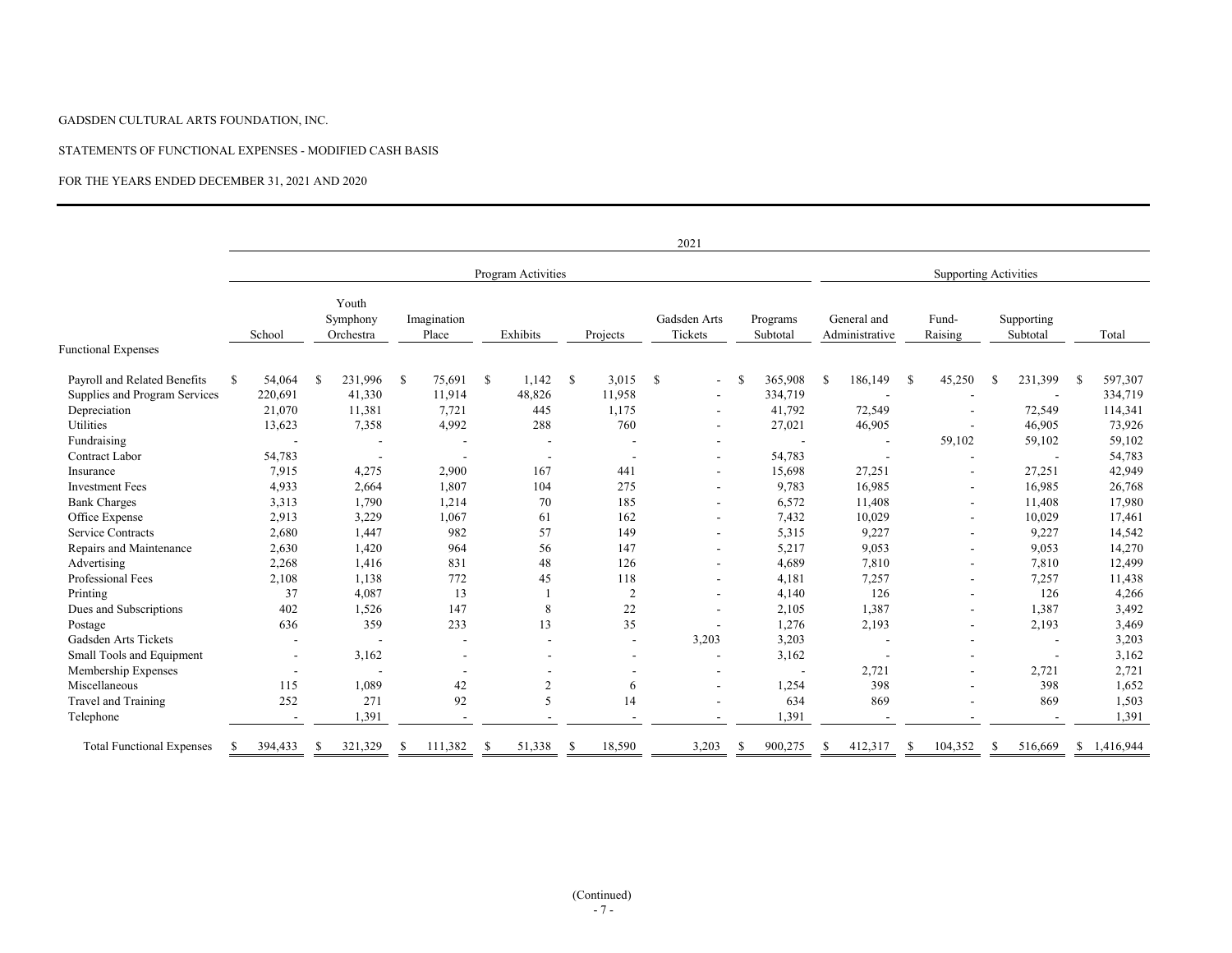GADSDEN CULTURAL ARTS FOUNDATION, INC.

STATEMENTS OF FUNCTIONAL EXPENSES - MODIFIED CASH BASIS

FOR THE YEARS ENDED DECEMBER 31, 2021 AND 2020

| | 2021 | | | | | | | | | | | |
|---|---|---|---|---|---|---|---|---|---|---|---|---|
| | Program Activities | | | | | | | Supporting Activities | | | | |
| Functional Expenses | School | Youth Symphony Orchestra | Imagination Place | Exhibits | Projects | Gadsden Arts Tickets | Programs Subtotal | General and Administrative | Fund-Raising | Supporting Subtotal | Total |
| Payroll and Related Benefits | $ 54,064 | $ 231,996 | $ 75,691 | $ 1,142 | $ 3,015 | $ - | $ 365,908 | $ 186,149 | $ 45,250 | $ 231,399 | $ 597,307 |
| Supplies and Program Services | 220,691 | 41,330 | 11,914 | 48,826 | 11,958 | - | 334,719 | - | - | - | 334,719 |
| Depreciation | 21,070 | 11,381 | 7,721 | 445 | 1,175 | - | 41,792 | 72,549 | - | 72,549 | 114,341 |
| Utilities | 13,623 | 7,358 | 4,992 | 288 | 760 | - | 27,021 | 46,905 | - | 46,905 | 73,926 |
| Fundraising | - | - | - | - | - | - | - | - | 59,102 | 59,102 | 59,102 |
| Contract Labor | 54,783 | - | - | - | - | - | 54,783 | - | - | - | 54,783 |
| Insurance | 7,915 | 4,275 | 2,900 | 167 | 441 | - | 15,698 | 27,251 | - | 27,251 | 42,949 |
| Investment Fees | 4,933 | 2,664 | 1,807 | 104 | 275 | - | 9,783 | 16,985 | - | 16,985 | 26,768 |
| Bank Charges | 3,313 | 1,790 | 1,214 | 70 | 185 | - | 6,572 | 11,408 | - | 11,408 | 17,980 |
| Office Expense | 2,913 | 3,229 | 1,067 | 61 | 162 | - | 7,432 | 10,029 | - | 10,029 | 17,461 |
| Service Contracts | 2,680 | 1,447 | 982 | 57 | 149 | - | 5,315 | 9,227 | - | 9,227 | 14,542 |
| Repairs and Maintenance | 2,630 | 1,420 | 964 | 56 | 147 | - | 5,217 | 9,053 | - | 9,053 | 14,270 |
| Advertising | 2,268 | 1,416 | 831 | 48 | 126 | - | 4,689 | 7,810 | - | 7,810 | 12,499 |
| Professional Fees | 2,108 | 1,138 | 772 | 45 | 118 | - | 4,181 | 7,257 | - | 7,257 | 11,438 |
| Printing | 37 | 4,087 | 13 | 1 | 2 | - | 4,140 | 126 | - | 126 | 4,266 |
| Dues and Subscriptions | 402 | 1,526 | 147 | 8 | 22 | - | 2,105 | 1,387 | - | 1,387 | 3,492 |
| Postage | 636 | 359 | 233 | 13 | 35 | - | 1,276 | 2,193 | - | 2,193 | 3,469 |
| Gadsden Arts Tickets | - | - | - | - | - | 3,203 | 3,203 | - | - | - | 3,203 |
| Small Tools and Equipment | - | 3,162 | - | - | - | - | 3,162 | - | - | - | 3,162 |
| Membership Expenses | - | - | - | - | - | - | - | 2,721 | - | 2,721 | 2,721 |
| Miscellaneous | 115 | 1,089 | 42 | 2 | 6 | - | 1,254 | 398 | - | 398 | 1,652 |
| Travel and Training | 252 | 271 | 92 | 5 | 14 | - | 634 | 869 | - | 869 | 1,503 |
| Telephone | - | 1,391 | - | - | - | - | 1,391 | - | - | - | 1,391 |
| Total Functional Expenses | $ 394,433 | $ 321,329 | $ 111,382 | $ 51,338 | $ 18,590 | 3,203 | $ 900,275 | $ 412,317 | $ 104,352 | $ 516,669 | $ 1,416,944 |

(Continued)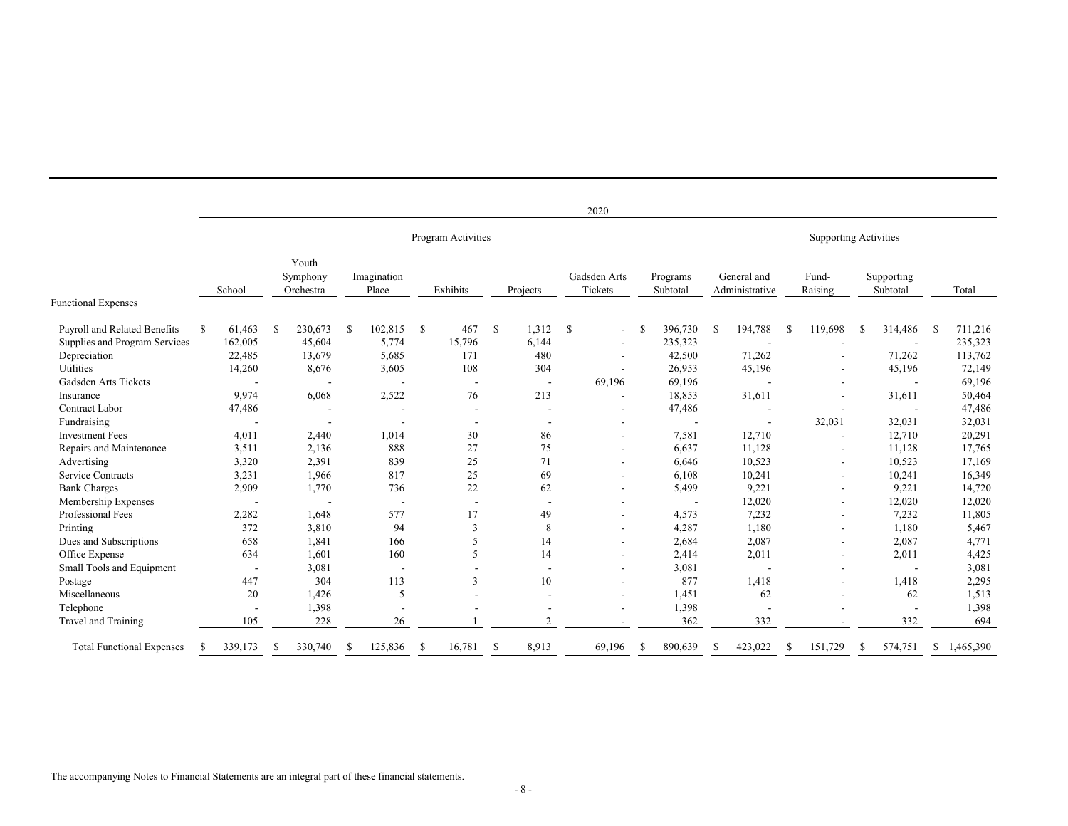| | 2020 | | | | | | | | | | |
|---|---|---|---|---|---|---|---|---|---|---|---|
| | Program Activities | | | | | | | Supporting Activities | | | |
| Functional Expenses | School | Youth Symphony Orchestra | Imagination Place | Exhibits | Projects | Gadsden Arts Tickets | Programs Subtotal | General and Administrative | Fund-Raising | Supporting Subtotal | Total |
| Payroll and Related Benefits | $ 61,463 | $ 230,673 | $ 102,815 | $ 467 | $ 1,312 | $ - | $ 396,730 | $ 194,788 | $ 119,698 | $ 314,486 | $ 711,216 |
| Supplies and Program Services | 162,005 | 45,604 | 5,774 | 15,796 | 6,144 | - | 235,323 | - | - | - | 235,323 |
| Depreciation | 22,485 | 13,679 | 5,685 | 171 | 480 | - | 42,500 | 71,262 | - | 71,262 | 113,762 |
| Utilities | 14,260 | 8,676 | 3,605 | 108 | 304 | - | 26,953 | 45,196 | - | 45,196 | 72,149 |
| Gadsden Arts Tickets | - | - | - | - | - | 69,196 | 69,196 | - | - | - | 69,196 |
| Insurance | 9,974 | 6,068 | 2,522 | 76 | 213 | - | 18,853 | 31,611 | - | 31,611 | 50,464 |
| Contract Labor | 47,486 | - | - | - | - | - | 47,486 | - | - | - | 47,486 |
| Fundraising | - | - | - | - | - | - | - | - | 32,031 | 32,031 | 32,031 |
| Investment Fees | 4,011 | 2,440 | 1,014 | 30 | 86 | - | 7,581 | 12,710 | - | 12,710 | 20,291 |
| Repairs and Maintenance | 3,511 | 2,136 | 888 | 27 | 75 | - | 6,637 | 11,128 | - | 11,128 | 17,765 |
| Advertising | 3,320 | 2,391 | 839 | 25 | 71 | - | 6,646 | 10,523 | - | 10,523 | 17,169 |
| Service Contracts | 3,231 | 1,966 | 817 | 25 | 69 | - | 6,108 | 10,241 | - | 10,241 | 16,349 |
| Bank Charges | 2,909 | 1,770 | 736 | 22 | 62 | - | 5,499 | 9,221 | - | 9,221 | 14,720 |
| Membership Expenses | - | - | - | - | - | - | - | 12,020 | - | 12,020 | 12,020 |
| Professional Fees | 2,282 | 1,648 | 577 | 17 | 49 | - | 4,573 | 7,232 | - | 7,232 | 11,805 |
| Printing | 372 | 3,810 | 94 | 3 | 8 | - | 4,287 | 1,180 | - | 1,180 | 5,467 |
| Dues and Subscriptions | 658 | 1,841 | 166 | 5 | 14 | - | 2,684 | 2,087 | - | 2,087 | 4,771 |
| Office Expense | 634 | 1,601 | 160 | 5 | 14 | - | 2,414 | 2,011 | - | 2,011 | 4,425 |
| Small Tools and Equipment | - | 3,081 | - | - | - | - | 3,081 | - | - | - | 3,081 |
| Postage | 447 | 304 | 113 | 3 | 10 | - | 877 | 1,418 | - | 1,418 | 2,295 |
| Miscellaneous | 20 | 1,426 | 5 | - | - | - | 1,451 | 62 | - | 62 | 1,513 |
| Telephone | - | 1,398 | - | - | - | - | 1,398 | - | - | - | 1,398 |
| Travel and Training | 105 | 228 | 26 | 1 | 2 | - | 362 | 332 | - | 332 | 694 |
| Total Functional Expenses | $ 339,173 | $ 330,740 | $ 125,836 | $ 16,781 | $ 8,913 | 69,196 | $ 890,639 | $ 423,022 | $ 151,729 | $ 574,751 | $ 1,465,390 |

The accompanying Notes to Financial Statements are an integral part of these financial statements.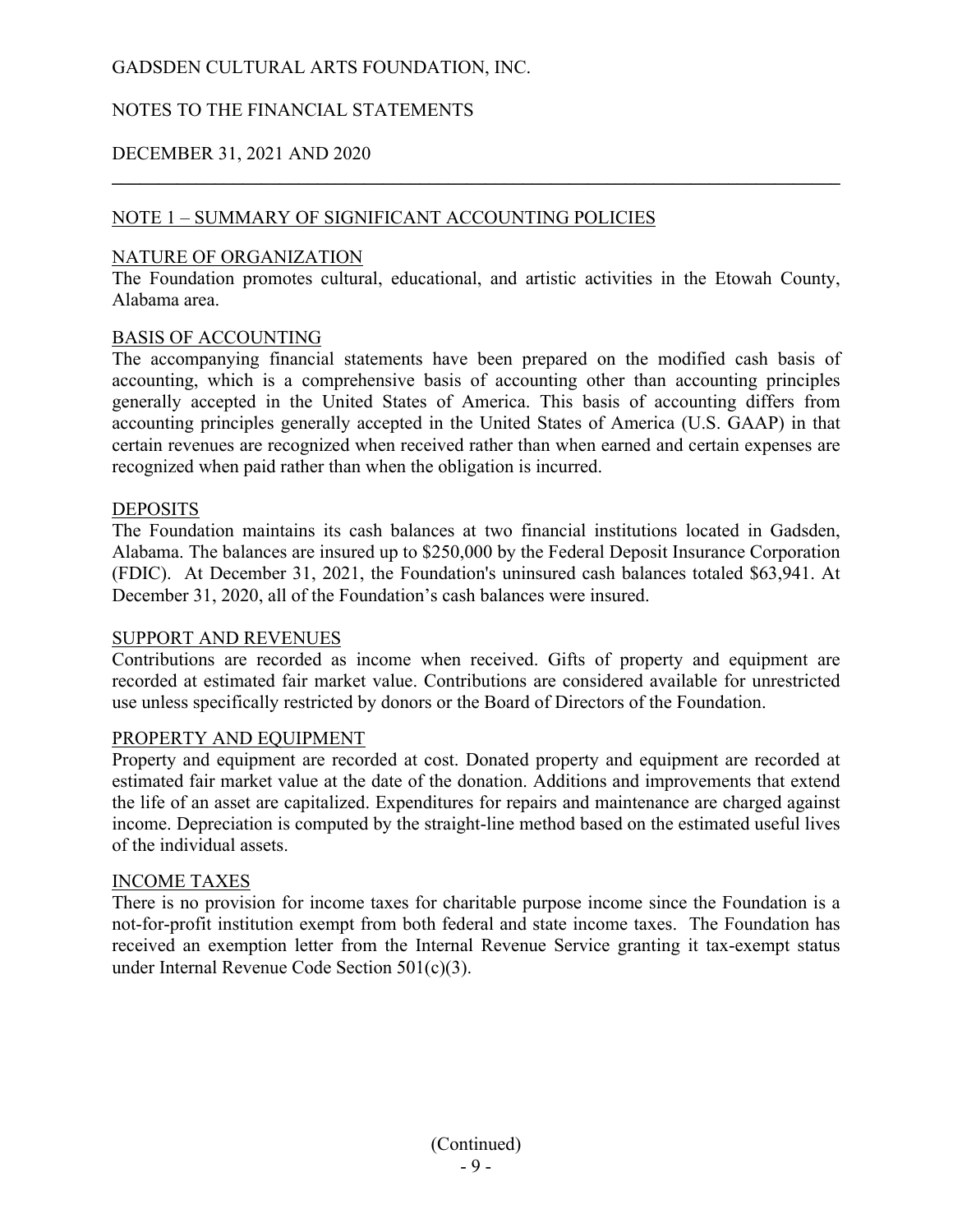GADSDEN CULTURAL ARTS FOUNDATION, INC.

NOTES TO THE FINANCIAL STATEMENTS

DECEMBER 31, 2021 AND 2020

## NOTE 1 – SUMMARY OF SIGNIFICANT ACCOUNTING POLICIES

### NATURE OF ORGANIZATION

The Foundation promotes cultural, educational, and artistic activities in the Etowah County, Alabama area.

### BASIS OF ACCOUNTING

The accompanying financial statements have been prepared on the modified cash basis of accounting, which is a comprehensive basis of accounting other than accounting principles generally accepted in the United States of America. This basis of accounting differs from accounting principles generally accepted in the United States of America (U.S. GAAP) in that certain revenues are recognized when received rather than when earned and certain expenses are recognized when paid rather than when the obligation is incurred.

### DEPOSITS

The Foundation maintains its cash balances at two financial institutions located in Gadsden, Alabama. The balances are insured up to $250,000 by the Federal Deposit Insurance Corporation (FDIC). At December 31, 2021, the Foundation's uninsured cash balances totaled $63,941. At December 31, 2020, all of the Foundation's cash balances were insured.

### SUPPORT AND REVENUES

Contributions are recorded as income when received. Gifts of property and equipment are recorded at estimated fair market value. Contributions are considered available for unrestricted use unless specifically restricted by donors or the Board of Directors of the Foundation.

### PROPERTY AND EQUIPMENT

Property and equipment are recorded at cost. Donated property and equipment are recorded at estimated fair market value at the date of the donation. Additions and improvements that extend the life of an asset are capitalized. Expenditures for repairs and maintenance are charged against income. Depreciation is computed by the straight-line method based on the estimated useful lives of the individual assets.

### INCOME TAXES

There is no provision for income taxes for charitable purpose income since the Foundation is a not-for-profit institution exempt from both federal and state income taxes. The Foundation has received an exemption letter from the Internal Revenue Service granting it tax-exempt status under Internal Revenue Code Section 501(c)(3).

(Continued)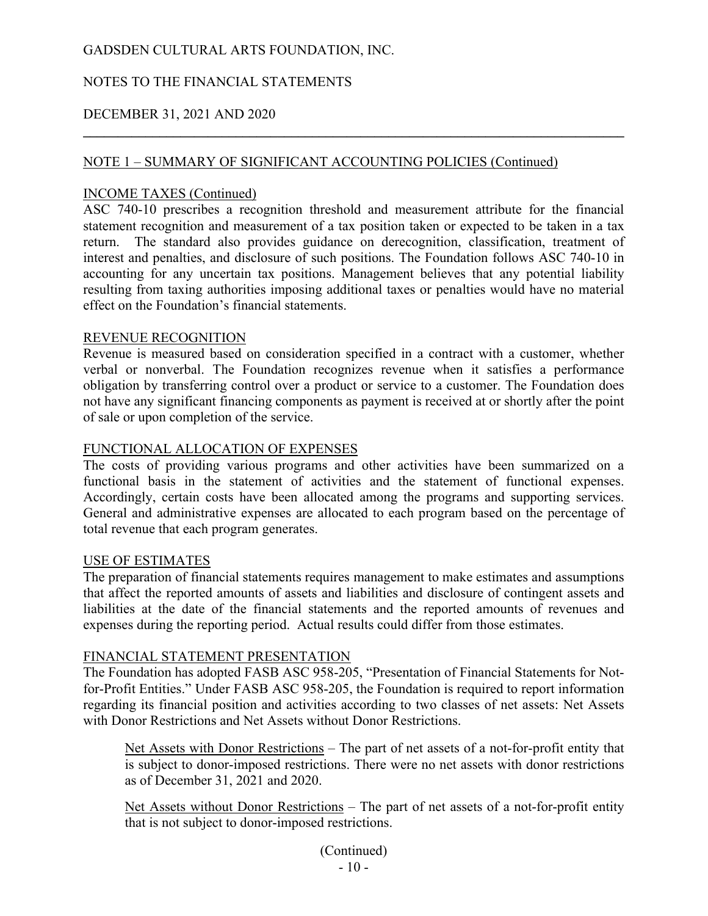GADSDEN CULTURAL ARTS FOUNDATION, INC.

NOTES TO THE FINANCIAL STATEMENTS

DECEMBER 31, 2021 AND 2020

## NOTE 1 – SUMMARY OF SIGNIFICANT ACCOUNTING POLICIES (Continued)

### INCOME TAXES (Continued)

ASC 740-10 prescribes a recognition threshold and measurement attribute for the financial statement recognition and measurement of a tax position taken or expected to be taken in a tax return. The standard also provides guidance on derecognition, classification, treatment of interest and penalties, and disclosure of such positions. The Foundation follows ASC 740-10 in accounting for any uncertain tax positions. Management believes that any potential liability resulting from taxing authorities imposing additional taxes or penalties would have no material effect on the Foundation's financial statements.

### REVENUE RECOGNITION

Revenue is measured based on consideration specified in a contract with a customer, whether verbal or nonverbal. The Foundation recognizes revenue when it satisfies a performance obligation by transferring control over a product or service to a customer. The Foundation does not have any significant financing components as payment is received at or shortly after the point of sale or upon completion of the service.

### FUNCTIONAL ALLOCATION OF EXPENSES

The costs of providing various programs and other activities have been summarized on a functional basis in the statement of activities and the statement of functional expenses. Accordingly, certain costs have been allocated among the programs and supporting services. General and administrative expenses are allocated to each program based on the percentage of total revenue that each program generates.

### USE OF ESTIMATES

The preparation of financial statements requires management to make estimates and assumptions that affect the reported amounts of assets and liabilities and disclosure of contingent assets and liabilities at the date of the financial statements and the reported amounts of revenues and expenses during the reporting period. Actual results could differ from those estimates.

### FINANCIAL STATEMENT PRESENTATION

The Foundation has adopted FASB ASC 958-205, "Presentation of Financial Statements for Not-for-Profit Entities." Under FASB ASC 958-205, the Foundation is required to report information regarding its financial position and activities according to two classes of net assets: Net Assets with Donor Restrictions and Net Assets without Donor Restrictions.

Net Assets with Donor Restrictions – The part of net assets of a not-for-profit entity that is subject to donor-imposed restrictions. There were no net assets with donor restrictions as of December 31, 2021 and 2020.

Net Assets without Donor Restrictions – The part of net assets of a not-for-profit entity that is not subject to donor-imposed restrictions.

(Continued)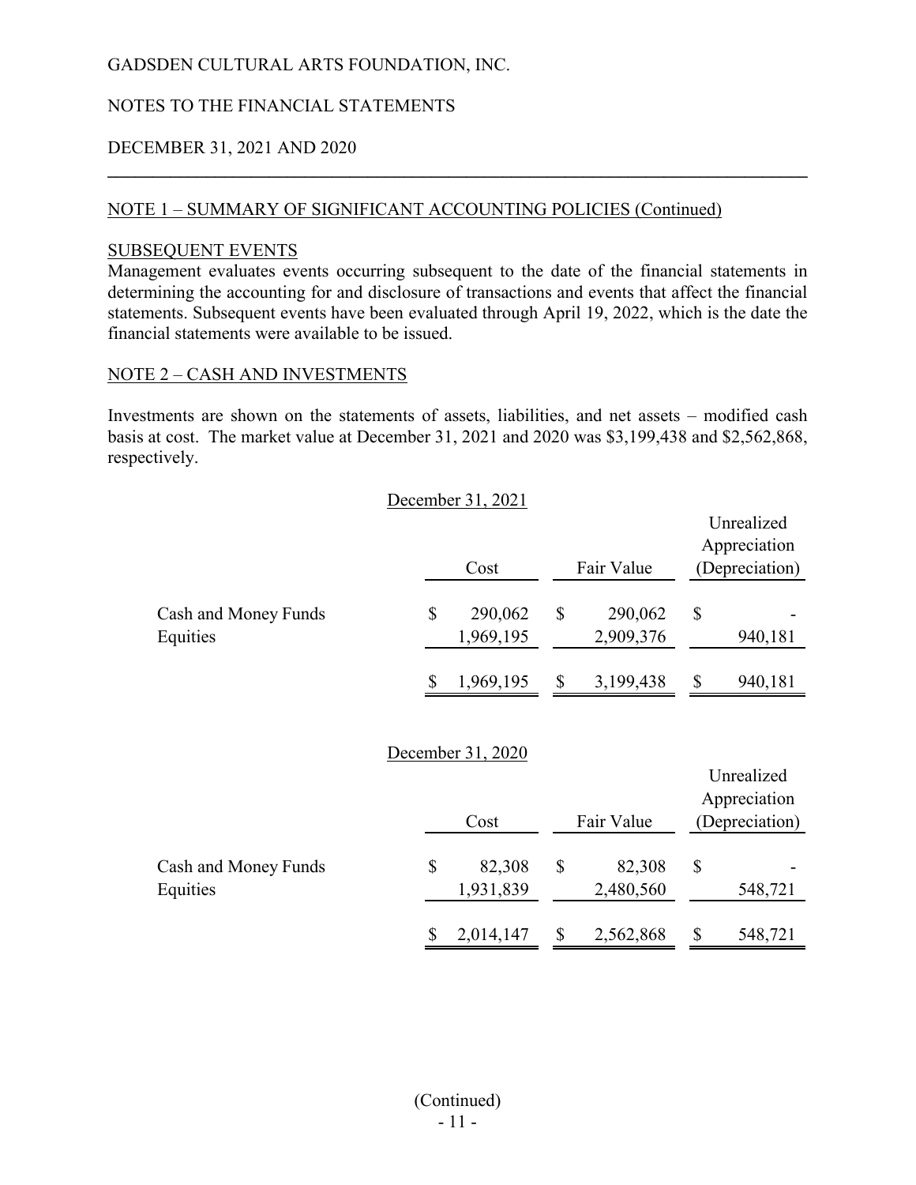GADSDEN CULTURAL ARTS FOUNDATION, INC.

NOTES TO THE FINANCIAL STATEMENTS

DECEMBER 31, 2021 AND 2020

## NOTE 1 – SUMMARY OF SIGNIFICANT ACCOUNTING POLICIES (Continued)

### SUBSEQUENT EVENTS

Management evaluates events occurring subsequent to the date of the financial statements in determining the accounting for and disclosure of transactions and events that affect the financial statements. Subsequent events have been evaluated through April 19, 2022, which is the date the financial statements were available to be issued.

## NOTE 2 – CASH AND INVESTMENTS

Investments are shown on the statements of assets, liabilities, and net assets – modified cash basis at cost. The market value at December 31, 2021 and 2020 was $3,199,438 and $2,562,868, respectively.

December 31, 2021

| | Cost | Fair Value | Unrealized Appreciation (Depreciation) |
|---|---|---|---|
| Cash and Money Funds | $ 290,062 | $ 290,062 | $ - |
| Equities | 1,969,195 | 2,909,376 | 940,181 |
| | $ 1,969,195 | $ 3,199,438 | $ 940,181 |

December 31, 2020

| | Cost | Fair Value | Unrealized Appreciation (Depreciation) |
|---|---|---|---|
| Cash and Money Funds | $ 82,308 | $ 82,308 | $ - |
| Equities | 1,931,839 | 2,480,560 | 548,721 |
| | $ 2,014,147 | $ 2,562,868 | $ 548,721 |

(Continued)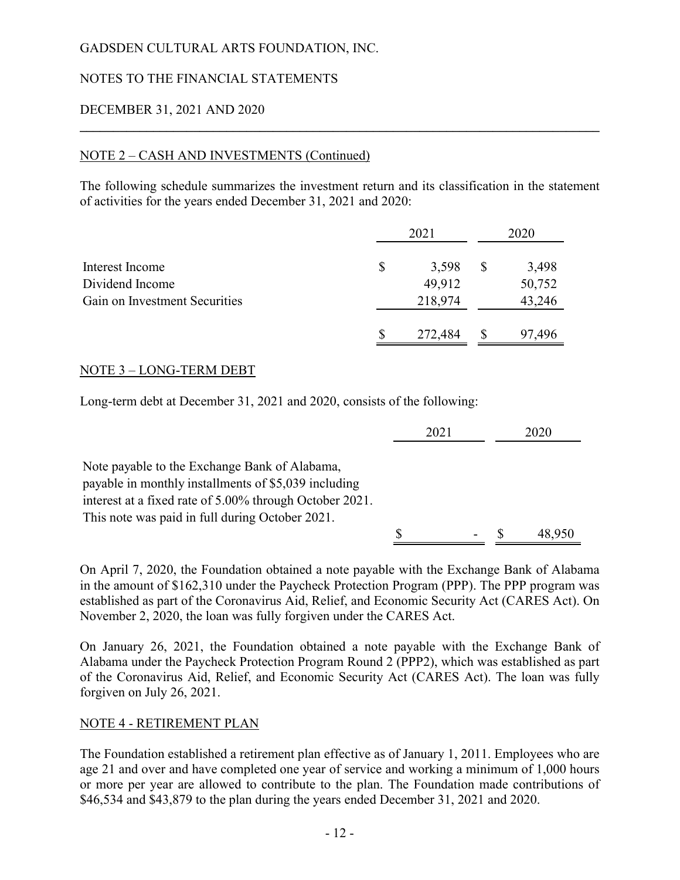GADSDEN CULTURAL ARTS FOUNDATION, INC.

NOTES TO THE FINANCIAL STATEMENTS

DECEMBER 31, 2021 AND 2020

## NOTE 2 – CASH AND INVESTMENTS (Continued)

The following schedule summarizes the investment return and its classification in the statement of activities for the years ended December 31, 2021 and 2020:

| | 2021 | 2020 |
|---|---|---|
| Interest Income | $ 3,598 | $ 3,498 |
| Dividend Income | 49,912 | 50,752 |
| Gain on Investment Securities | 218,974 | 43,246 |
| | $ 272,484 | $ 97,496 |

## NOTE 3 – LONG-TERM DEBT

Long-term debt at December 31, 2021 and 2020, consists of the following:

| | 2021 | 2020 |
|---|---|---|
| Note payable to the Exchange Bank of Alabama, payable in monthly installments of $5,039 including interest at a fixed rate of 5.00% through October 2021. This note was paid in full during October 2021. | $ - | $ 48,950 |

On April 7, 2020, the Foundation obtained a note payable with the Exchange Bank of Alabama in the amount of $162,310 under the Paycheck Protection Program (PPP). The PPP program was established as part of the Coronavirus Aid, Relief, and Economic Security Act (CARES Act). On November 2, 2020, the loan was fully forgiven under the CARES Act.

On January 26, 2021, the Foundation obtained a note payable with the Exchange Bank of Alabama under the Paycheck Protection Program Round 2 (PPP2), which was established as part of the Coronavirus Aid, Relief, and Economic Security Act (CARES Act). The loan was fully forgiven on July 26, 2021.

## NOTE 4 - RETIREMENT PLAN

The Foundation established a retirement plan effective as of January 1, 2011. Employees who are age 21 and over and have completed one year of service and working a minimum of 1,000 hours or more per year are allowed to contribute to the plan. The Foundation made contributions of $46,534 and $43,879 to the plan during the years ended December 31, 2021 and 2020.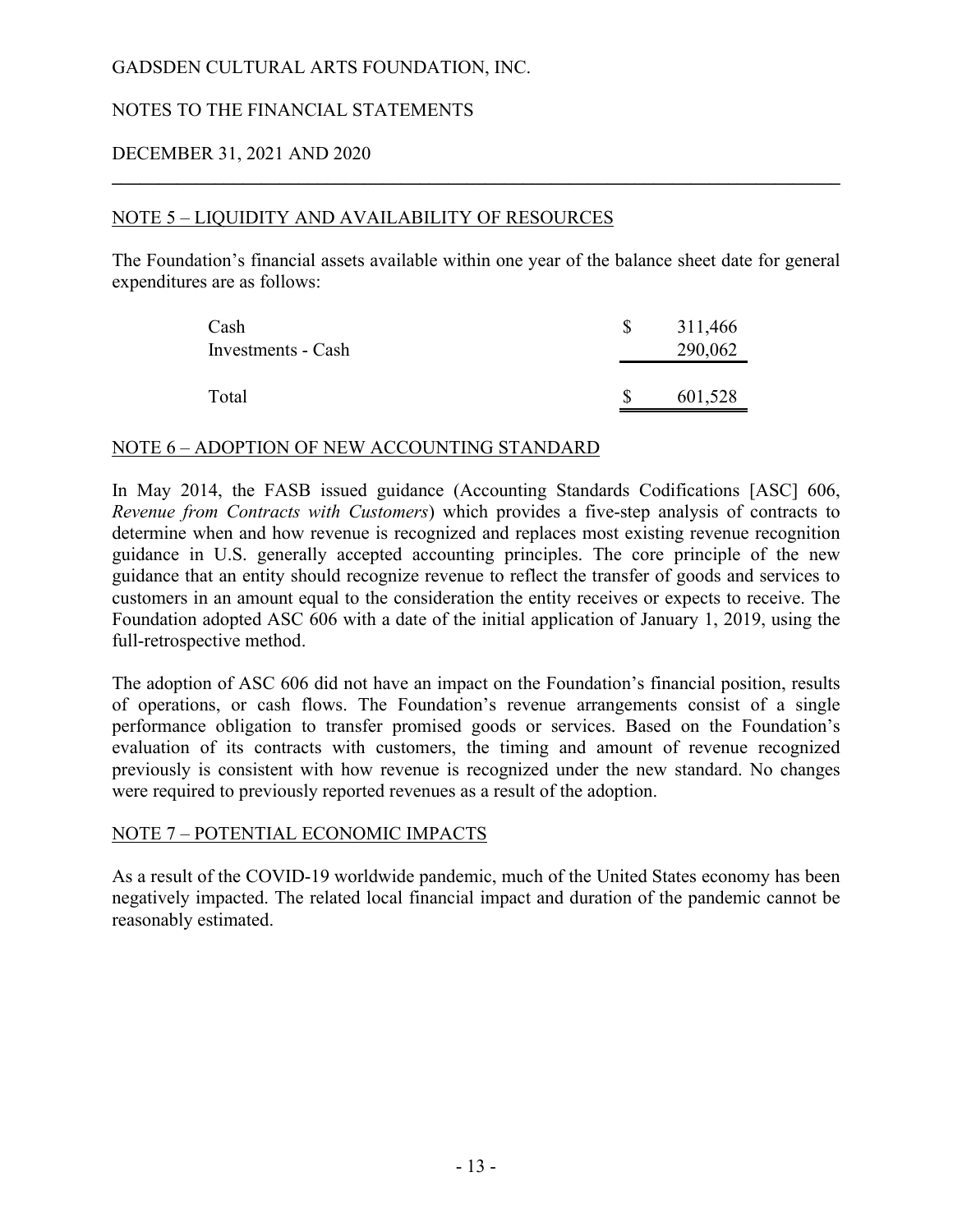GADSDEN CULTURAL ARTS FOUNDATION, INC.

NOTES TO THE FINANCIAL STATEMENTS

DECEMBER 31, 2021 AND 2020

## NOTE 5 – LIQUIDITY AND AVAILABILITY OF RESOURCES

The Foundation's financial assets available within one year of the balance sheet date for general expenditures are as follows:

| | | |
|---|---|---|
| Cash | $ | 311,466 |
| Investments - Cash | | 290,062 |
| Total | $ | 601,528 |

## NOTE 6 – ADOPTION OF NEW ACCOUNTING STANDARD

In May 2014, the FASB issued guidance (Accounting Standards Codifications [ASC] 606, *Revenue from Contracts with Customers*) which provides a five-step analysis of contracts to determine when and how revenue is recognized and replaces most existing revenue recognition guidance in U.S. generally accepted accounting principles. The core principle of the new guidance that an entity should recognize revenue to reflect the transfer of goods and services to customers in an amount equal to the consideration the entity receives or expects to receive. The Foundation adopted ASC 606 with a date of the initial application of January 1, 2019, using the full-retrospective method.

The adoption of ASC 606 did not have an impact on the Foundation's financial position, results of operations, or cash flows. The Foundation's revenue arrangements consist of a single performance obligation to transfer promised goods or services. Based on the Foundation's evaluation of its contracts with customers, the timing and amount of revenue recognized previously is consistent with how revenue is recognized under the new standard. No changes were required to previously reported revenues as a result of the adoption.

## NOTE 7 – POTENTIAL ECONOMIC IMPACTS

As a result of the COVID-19 worldwide pandemic, much of the United States economy has been negatively impacted. The related local financial impact and duration of the pandemic cannot be reasonably estimated.